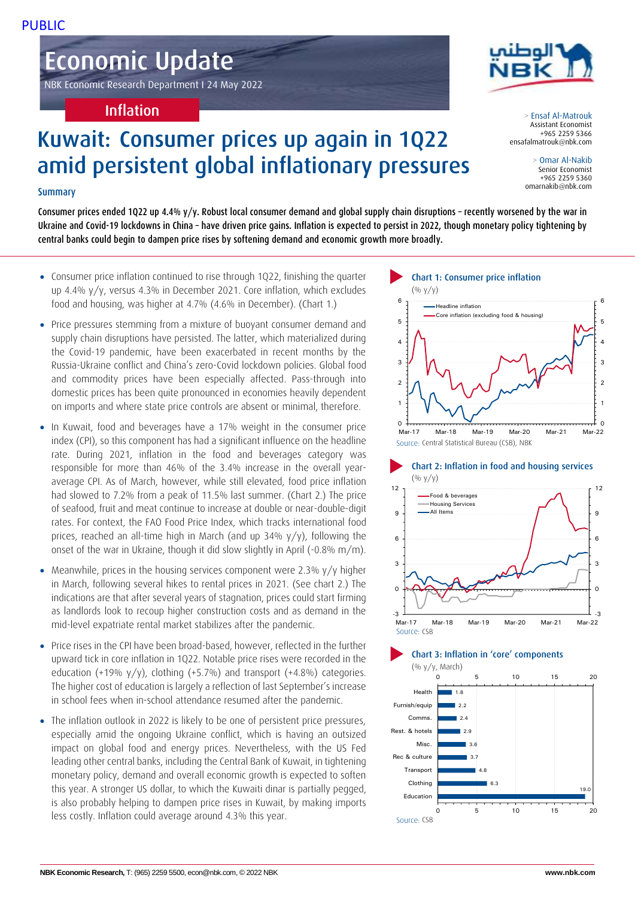PUBLIC

# Economic Update

NBK Economic Research Department I 24 May 2022

**Inflation**

> Ensaf Al-Matrouk
Assistant Economist
+965 2259 5366
ensafalmatrouk@nbk.com

> Omar Al-Nakib
Senior Economist
+965 2259 5360
omarnakib@nbk.com

## Kuwait: Consumer prices up again in 1Q22 amid persistent global inflationary pressures

### Summary

**Consumer prices ended 1Q22 up 4.4% y/y. Robust local consumer demand and global supply chain disruptions – recently worsened by the war in Ukraine and Covid-19 lockdowns in China – have driven price gains. Inflation is expected to persist in 2022, though monetary policy tightening by central banks could begin to dampen price rises by softening demand and economic growth more broadly.**

- Consumer price inflation continued to rise through 1Q22, finishing the quarter up 4.4% y/y, versus 4.3% in December 2021. Core inflation, which excludes food and housing, was higher at 4.7% (4.6% in December). (Chart 1.)
- Price pressures stemming from a mixture of buoyant consumer demand and supply chain disruptions have persisted. The latter, which materialized during the Covid-19 pandemic, have been exacerbated in recent months by the Russia-Ukraine conflict and China's zero-Covid lockdown policies. Global food and commodity prices have been especially affected. Pass-through into domestic prices has been quite pronounced in economies heavily dependent on imports and where state price controls are absent or minimal, therefore.
- In Kuwait, food and beverages have a 17% weight in the consumer price index (CPI), so this component has had a significant influence on the headline rate. During 2021, inflation in the food and beverages category was responsible for more than 46% of the 3.4% increase in the overall year-average CPI. As of March, however, while still elevated, food price inflation had slowed to 7.2% from a peak of 11.5% last summer. (Chart 2.) The price of seafood, fruit and meat continue to increase at double or near-double-digit rates. For context, the FAO Food Price Index, which tracks international food prices, reached an all-time high in March (and up 34% y/y), following the onset of the war in Ukraine, though it did slow slightly in April (-0.8% m/m).
- Meanwhile, prices in the housing services component were 2.3% y/y higher in March, following several hikes to rental prices in 2021. (See chart 2.) The indications are that after several years of stagnation, prices could start firming as landlords look to recoup higher construction costs and as demand in the mid-level expatriate rental market stabilizes after the pandemic.
- Price rises in the CPI have been broad-based, however, reflected in the further upward tick in core inflation in 1Q22. Notable price rises were recorded in the education (+19% y/y), clothing (+5.7%) and transport (+4.8%) categories. The higher cost of education is largely a reflection of last September's increase in school fees when in-school attendance resumed after the pandemic.
- The inflation outlook in 2022 is likely to be one of persistent price pressures, especially amid the ongoing Ukraine conflict, which is having an outsized impact on global food and energy prices. Nevertheless, with the US Fed leading other central banks, including the Central Bank of Kuwait, in tightening monetary policy, demand and overall economic growth is expected to soften this year. A stronger US dollar, to which the Kuwaiti dinar is partially pegged, is also probably helping to dampen price rises in Kuwait, by making imports less costly. Inflation could average around 4.3% this year.

**Chart 1: Consumer price inflation**
(% y/y)

Headline inflation; Core inflation (excluding food & housing)

Source: Central Statistical Bureau (CSB), NBK

**Chart 2: Inflation in food and housing services**
(% y/y)

Food & beverages; Housing Services; All Items

Source: CSB

**Chart 3: Inflation in 'core' components**
(% y/y, March)

| Component | % y/y |
|---|---|
| Health | 1.8 |
| Furnish/equip | 2.2 |
| Comms. | 2.4 |
| Rest. & hotels | 2.9 |
| Misc. | 3.6 |
| Rec & culture | 3.7 |
| Transport | 4.8 |
| Clothing | 6.3 |
| Education | 19.0 |

Source: CSB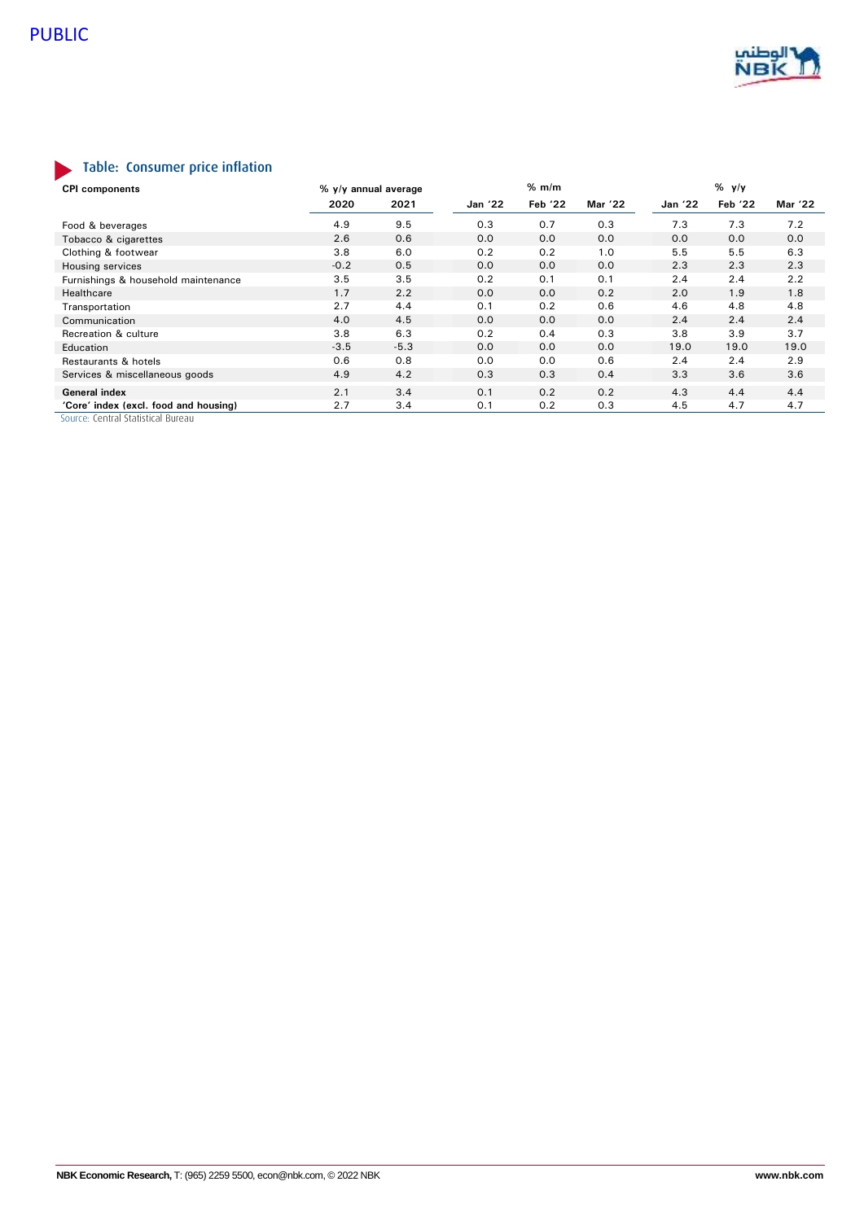## Table: Consumer price inflation

| CPI components | % y/y annual average | | % m/m | | | % y/y | | |
|---|---|---|---|---|---|---|---|---|
| | 2020 | 2021 | Jan '22 | Feb '22 | Mar '22 | Jan '22 | Feb '22 | Mar '22 |
| Food & beverages | 4.9 | 9.5 | 0.3 | 0.7 | 0.3 | 7.3 | 7.3 | 7.2 |
| Tobacco & cigarettes | 2.6 | 0.6 | 0.0 | 0.0 | 0.0 | 0.0 | 0.0 | 0.0 |
| Clothing & footwear | 3.8 | 6.0 | 0.2 | 0.2 | 1.0 | 5.5 | 5.5 | 6.3 |
| Housing services | -0.2 | 0.5 | 0.0 | 0.0 | 0.0 | 2.3 | 2.3 | 2.3 |
| Furnishings & household maintenance | 3.5 | 3.5 | 0.2 | 0.1 | 0.1 | 2.4 | 2.4 | 2.2 |
| Healthcare | 1.7 | 2.2 | 0.0 | 0.0 | 0.2 | 2.0 | 1.9 | 1.8 |
| Transportation | 2.7 | 4.4 | 0.1 | 0.2 | 0.6 | 4.6 | 4.8 | 4.8 |
| Communication | 4.0 | 4.5 | 0.0 | 0.0 | 0.0 | 2.4 | 2.4 | 2.4 |
| Recreation & culture | 3.8 | 6.3 | 0.2 | 0.4 | 0.3 | 3.8 | 3.9 | 3.7 |
| Education | -3.5 | -5.3 | 0.0 | 0.0 | 0.0 | 19.0 | 19.0 | 19.0 |
| Restaurants & hotels | 0.6 | 0.8 | 0.0 | 0.0 | 0.6 | 2.4 | 2.4 | 2.9 |
| Services & miscellaneous goods | 4.9 | 4.2 | 0.3 | 0.3 | 0.4 | 3.3 | 3.6 | 3.6 |
| **General index** | 2.1 | 3.4 | 0.1 | 0.2 | 0.2 | 4.3 | 4.4 | 4.4 |
| **'Core' index (excl. food and housing)** | 2.7 | 3.4 | 0.1 | 0.2 | 0.3 | 4.5 | 4.7 | 4.7 |

Source: Central Statistical Bureau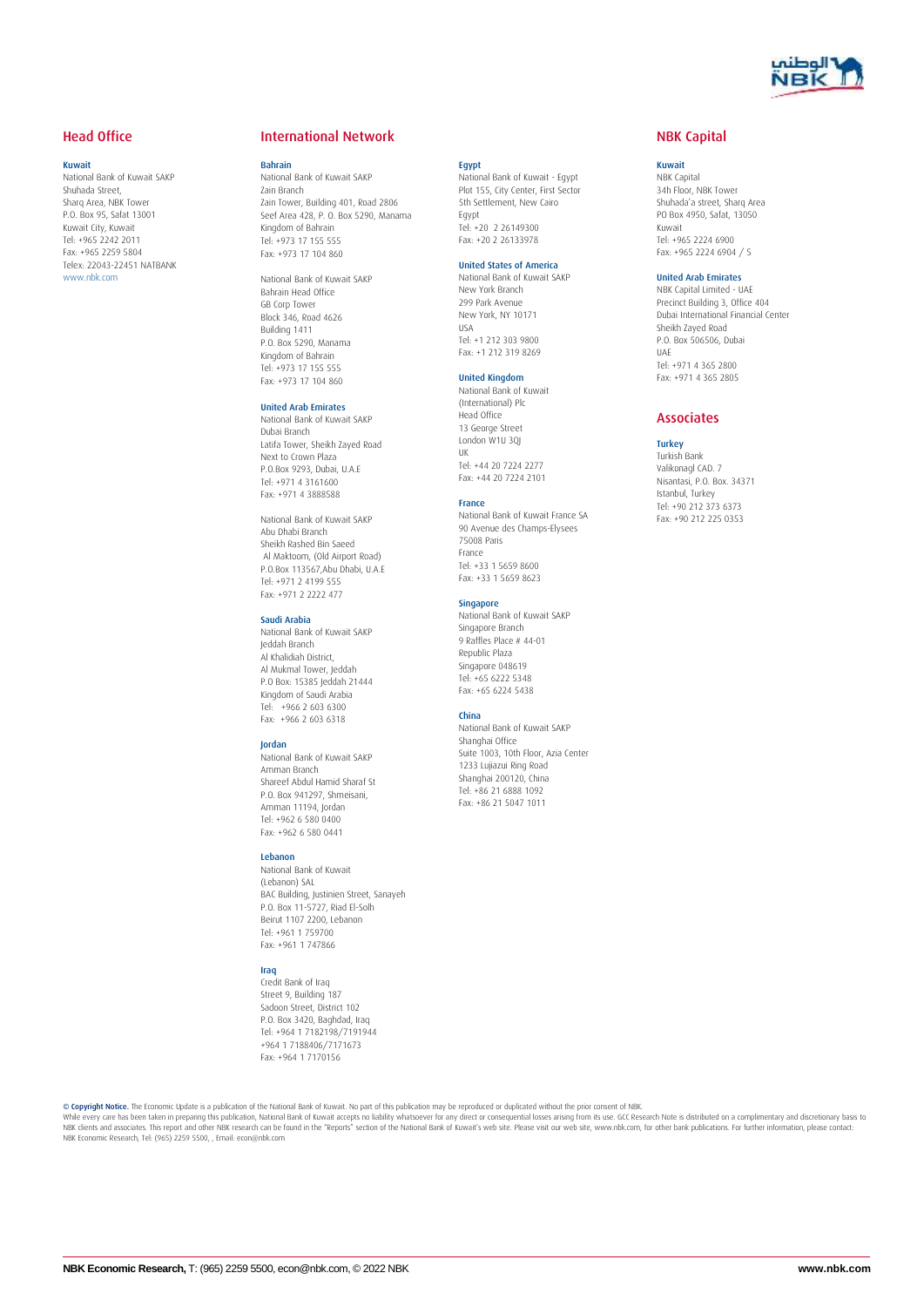## Head Office

**Kuwait**
National Bank of Kuwait SAKP
Shuhada Street,
Sharq Area, NBK Tower
P.O. Box 95, Safat 13001
Kuwait City, Kuwait
Tel: +965 2242 2011
Fax: +965 2259 5804
Telex: 22043-22451 NATBANK
www.nbk.com

## International Network

**Bahrain**
National Bank of Kuwait SAKP
Zain Branch
Zain Tower, Building 401, Road 2806
Seef Area 428, P. O. Box 5290, Manama
Kingdom of Bahrain
Tel: +973 17 155 555
Fax: +973 17 104 860

National Bank of Kuwait SAKP
Bahrain Head Office
GB Corp Tower
Block 346, Road 4626
Building 1411
P.O. Box 5290, Manama
Kingdom of Bahrain
Tel: +973 17 155 555
Fax: +973 17 104 860

**United Arab Emirates**
National Bank of Kuwait SAKP
Dubai Branch
Latifa Tower, Sheikh Zayed Road
Next to Crown Plaza
P.O.Box 9293, Dubai, U.A.E
Tel: +971 4 3161600
Fax: +971 4 3888588

National Bank of Kuwait SAKP
Abu Dhabi Branch
Sheikh Rashed Bin Saeed
Al Maktoom, (Old Airport Road)
P.O.Box 113567,Abu Dhabi, U.A.E
Tel: +971 2 4199 555
Fax: +971 2 2222 477

**Saudi Arabia**
National Bank of Kuwait SAKP
Jeddah Branch
Al Khalidiah District,
Al Mukmal Tower, Jeddah
P.O Box: 15385 Jeddah 21444
Kingdom of Saudi Arabia
Tel: +966 2 603 6300
Fax: +966 2 603 6318

**Jordan**
National Bank of Kuwait SAKP
Amman Branch
Shareef Abdul Hamid Sharaf St
P.O. Box 941297, Shmeisani,
Amman 11194, Jordan
Tel: +962 6 580 0400
Fax: +962 6 580 0441

**Lebanon**
National Bank of Kuwait
(Lebanon) SAL
BAC Building, Justinien Street, Sanayeh
P.O. Box 11-5727, Riad El-Solh
Beirut 1107 2200, Lebanon
Tel: +961 1 759700
Fax: +961 1 747866

**Iraq**
Credit Bank of Iraq
Street 9, Building 187
Sadoon Street, District 102
P.O. Box 3420, Baghdad, Iraq
Tel: +964 1 7182198/7191944
+964 1 7188406/7171673
Fax: +964 1 7170156

**Egypt**
National Bank of Kuwait - Egypt
Plot 155, City Center, First Sector
5th Settlement, New Cairo
Egypt
Tel: +20 2 26149300
Fax: +20 2 26133978

**United States of America**
National Bank of Kuwait SAKP
New York Branch
299 Park Avenue
New York, NY 10171
USA
Tel: +1 212 303 9800
Fax: +1 212 319 8269

**United Kingdom**
National Bank of Kuwait
(International) Plc
Head Office
13 George Street
London W1U 3QJ
UK
Tel: +44 20 7224 2277
Fax: +44 20 7224 2101

**France**
National Bank of Kuwait France SA
90 Avenue des Champs-Elysees
75008 Paris
France
Tel: +33 1 5659 8600
Fax: +33 1 5659 8623

**Singapore**
National Bank of Kuwait SAKP
Singapore Branch
9 Raffles Place # 44-01
Republic Plaza
Singapore 048619
Tel: +65 6222 5348
Fax: +65 6224 5438

**China**
National Bank of Kuwait SAKP
Shanghai Office
Suite 1003, 10th Floor, Azia Center
1233 Lujiazui Ring Road
Shanghai 200120, China
Tel: +86 21 6888 1092
Fax: +86 21 5047 1011

## NBK Capital

**Kuwait**
NBK Capital
34h Floor, NBK Tower
Shuhada'a street, Sharq Area
PO Box 4950, Safat, 13050
Kuwait
Tel: +965 2224 6900
Fax: +965 2224 6904 / 5

**United Arab Emirates**
NBK Capital Limited - UAE
Precinct Building 3, Office 404
Dubai International Financial Center
Sheikh Zayed Road
P.O. Box 506506, Dubai
UAE
Tel: +971 4 365 2800
Fax: +971 4 365 2805

## Associates

**Turkey**
Turkish Bank
Valikonagl CAD. 7
Nisantasi, P.O. Box. 34371
Istanbul, Turkey
Tel: +90 212 373 6373
Fax: +90 212 225 0353

**© Copyright Notice.** The Economic Update is a publication of the National Bank of Kuwait. No part of this publication may be reproduced or duplicated without the prior consent of NBK.
While every care has been taken in preparing this publication, National Bank of Kuwait accepts no liability whatsoever for any direct or consequential losses arising from its use. GCC Research Note is distributed on a complimentary and discretionary basis to NBK clients and associates. This report and other NBK research can be found in the "Reports" section of the National Bank of Kuwait's web site. Please visit our web site, www.nbk.com, for other bank publications. For further information, please contact: NBK Economic Research, Tel: (965) 2259 5500, , Email: econ@nbk.com